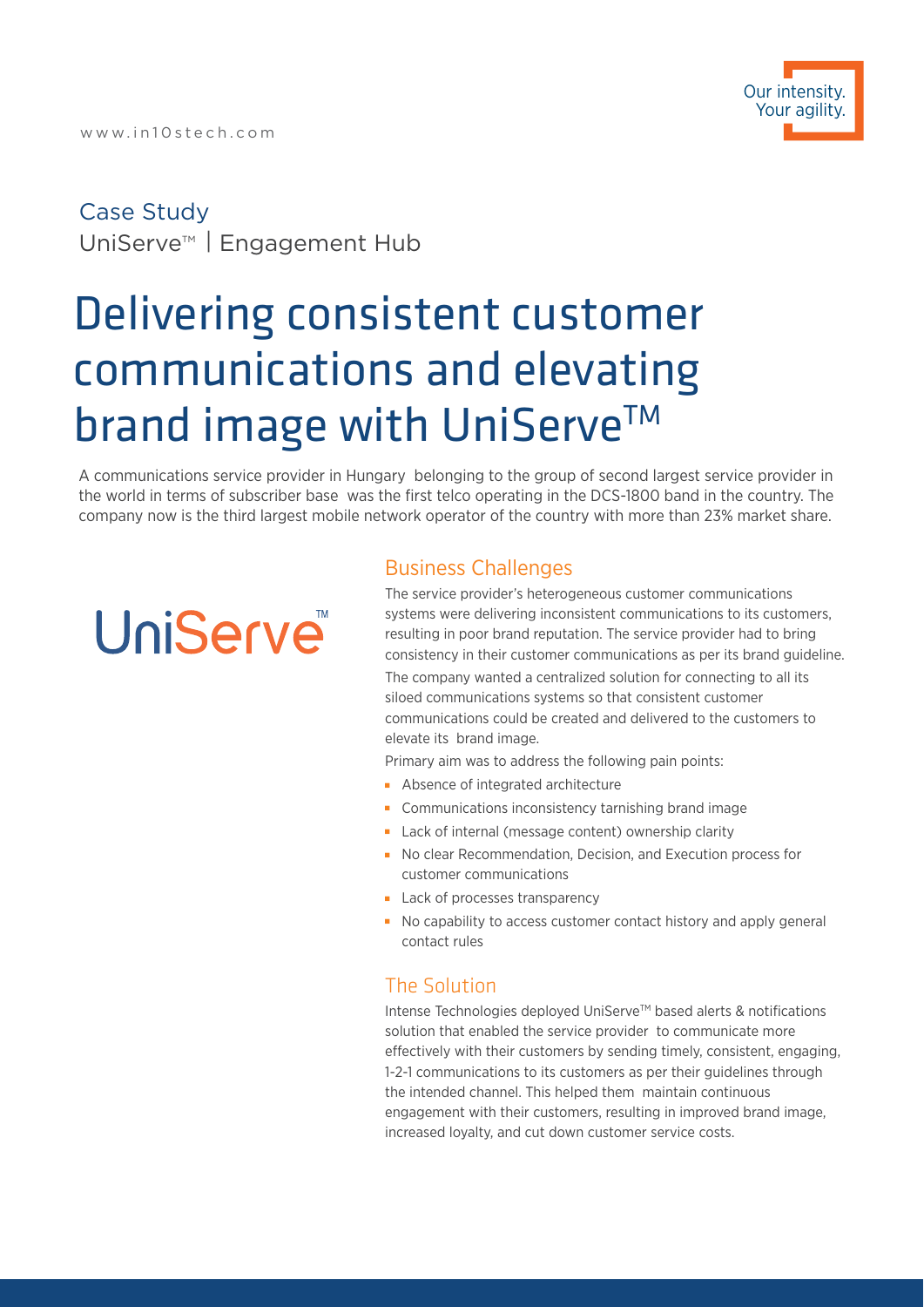www.in10stech.com

Our intensity.
Your agility.

Case Study
UniServe™ | Engagement Hub

# Delivering consistent customer communications and elevating brand image with UniServe™

A communications service provider in Hungary belonging to the group of second largest service provider in the world in terms of subscriber base was the first telco operating in the DCS-1800 band in the country. The company now is the third largest mobile network operator of the country with more than 23% market share.

UniServe™

## Business Challenges

The service provider's heterogeneous customer communications systems were delivering inconsistent communications to its customers, resulting in poor brand reputation. The service provider had to bring consistency in their customer communications as per its brand guideline.

The company wanted a centralized solution for connecting to all its siloed communications systems so that consistent customer communications could be created and delivered to the customers to elevate its brand image.

Primary aim was to address the following pain points:

- Absence of integrated architecture
- Communications inconsistency tarnishing brand image
- Lack of internal (message content) ownership clarity
- No clear Recommendation, Decision, and Execution process for customer communications
- Lack of processes transparency
- No capability to access customer contact history and apply general contact rules

## The Solution

Intense Technologies deployed UniServe™ based alerts & notifications solution that enabled the service provider to communicate more effectively with their customers by sending timely, consistent, engaging, 1-2-1 communications to its customers as per their guidelines through the intended channel. This helped them maintain continuous engagement with their customers, resulting in improved brand image, increased loyalty, and cut down customer service costs.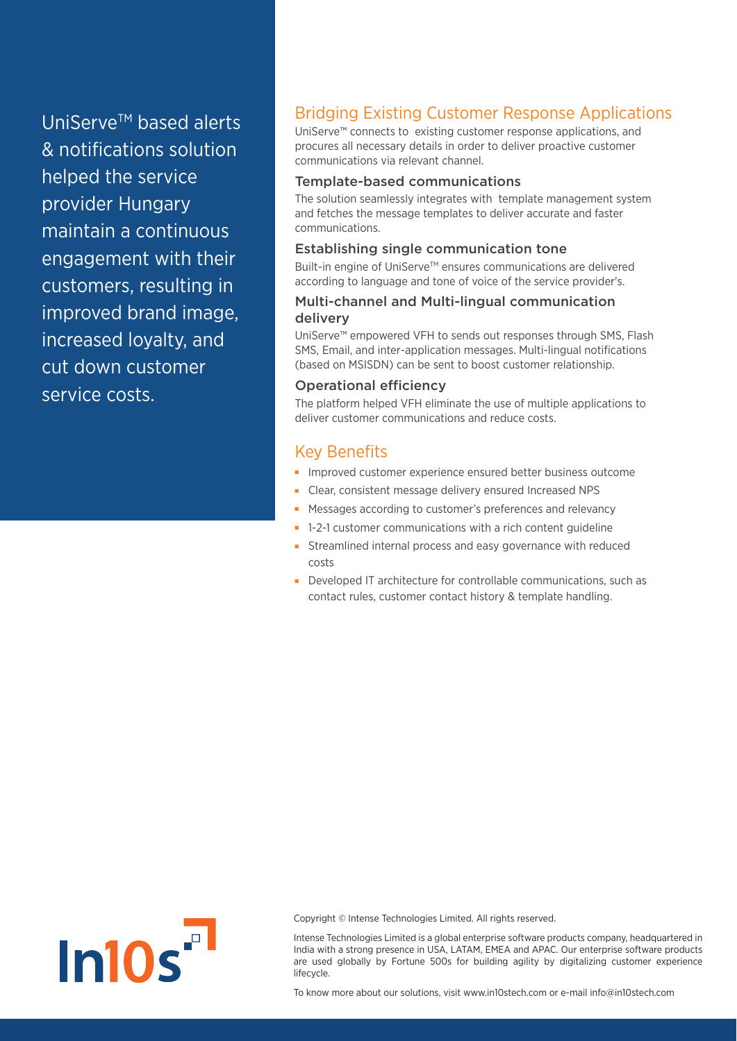UniServe[TM] based alerts & notifications solution helped the service provider Hungary maintain a continuous engagement with their customers, resulting in improved brand image, increased loyalty, and cut down customer service costs.

## Bridging Existing Customer Response Applications

UniServe™ connects to existing customer response applications, and procures all necessary details in order to deliver proactive customer communications via relevant channel.

### Template-based communications

The solution seamlessly integrates with template management system and fetches the message templates to deliver accurate and faster communications.

### Establishing single communication tone

Built-in engine of UniServe[TM] ensures communications are delivered according to language and tone of voice of the service provider's.

### Multi-channel and Multi-lingual communication delivery

UniServe™ empowered VFH to sends out responses through SMS, Flash SMS, Email, and inter-application messages. Multi-lingual notifications (based on MSISDN) can be sent to boost customer relationship.

### Operational efficiency

The platform helped VFH eliminate the use of multiple applications to deliver customer communications and reduce costs.

## Key Benefits

- Improved customer experience ensured better business outcome
- Clear, consistent message delivery ensured Increased NPS
- Messages according to customer's preferences and relevancy
- 1-2-1 customer communications with a rich content guideline
- Streamlined internal process and easy governance with reduced costs
- Developed IT architecture for controllable communications, such as contact rules, customer contact history & template handling.

In10s

Copyright © Intense Technologies Limited. All rights reserved.

Intense Technologies Limited is a global enterprise software products company, headquartered in India with a strong presence in USA, LATAM, EMEA and APAC. Our enterprise software products are used globally by Fortune 500s for building agility by digitalizing customer experience lifecycle.

To know more about our solutions, visit www.in10stech.com or e-mail info@in10stech.com